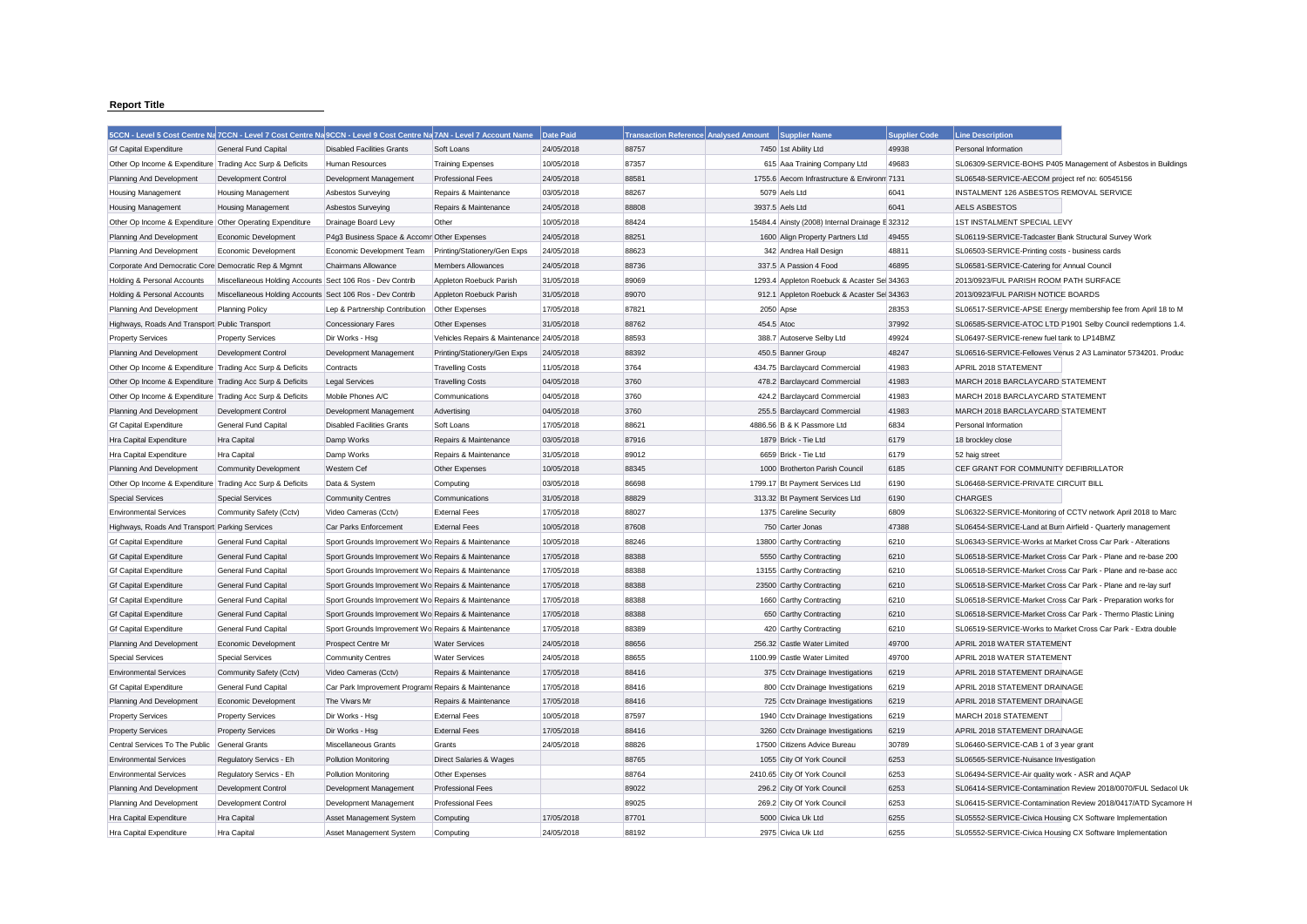**Report Title**

| 5CCN - Level 5 Cost Centre Na | 7CCN - Level 7 Cost Centre Na | 9CCN - Level 9 Cost Centre Na | 7AN - Level 7 Account Name | Date Paid | Transaction Reference | Analysed Amount | Supplier Name | Supplier Code | Line Description |
|---|---|---|---|---|---|---|---|---|---|
| Gf Capital Expenditure | General Fund Capital | Disabled Facilities Grants | Soft Loans | 24/05/2018 | 88757 | 7450 | 1st Ability Ltd | 49938 | Personal Information |
| Other Op Income & Expenditure | Trading Acc Surp & Deficits | Human Resources | Training Expenses | 10/05/2018 | 87357 | 615 | Aaa Training Company Ltd | 49683 | SL06309-SERVICE-BOHS P405 Management of Asbestos in Buildings |
| Planning And Development | Development Control | Development Management | Professional Fees | 24/05/2018 | 88581 | 1755.6 | Aecom Infrastructure & Environm | 7131 | SL06548-SERVICE-AECOM project ref no: 60545156 |
| Housing Management | Housing Management | Asbestos Surveying | Repairs & Maintenance | 03/05/2018 | 88267 | 5079 | Aels Ltd | 6041 | INSTALMENT 126 ASBESTOS REMOVAL SERVICE |
| Housing Management | Housing Management | Asbestos Surveying | Repairs & Maintenance | 24/05/2018 | 88808 | 3937.5 | Aels Ltd | 6041 | AELS ASBESTOS |
| Other Op Income & Expenditure | Other Operating Expenditure | Drainage Board Levy | Other | 10/05/2018 | 88424 | 15484.4 | Ainsty (2008) Internal Drainage E | 32312 | 1ST INSTALMENT SPECIAL LEVY |
| Planning And Development | Economic Development | P4g3 Business Space & Accomr | Other Expenses | 24/05/2018 | 88251 | 1600 | Align Property Partners Ltd | 49455 | SL06119-SERVICE-Tadcaster Bank Structural Survey Work |
| Planning And Development | Economic Development | Economic Development Team | Printing/Stationery/Gen Exps | 24/05/2018 | 88623 | 342 | Andrea Hall Design | 48811 | SL06503-SERVICE-Printing costs - business cards |
| Corporate And Democratic Core | Democratic Rep & Mgmnt | Chairmans Allowance | Members Allowances | 24/05/2018 | 88736 | 337.5 | A Passion 4 Food | 46895 | SL06581-SERVICE-Catering for Annual Council |
| Holding & Personal Accounts | Miscellaneous Holding Accounts | Sect 106 Ros - Dev Contrib | Appleton Roebuck Parish | 31/05/2018 | 89069 | 1293.4 | Appleton Roebuck & Acaster Sel | 34363 | 2013/0923/FUL PARISH ROOM PATH SURFACE |
| Holding & Personal Accounts | Miscellaneous Holding Accounts | Sect 106 Ros - Dev Contrib | Appleton Roebuck Parish | 31/05/2018 | 89070 | 912.1 | Appleton Roebuck & Acaster Sel | 34363 | 2013/0923/FUL PARISH NOTICE BOARDS |
| Planning And Development | Planning Policy | Lep & Partnership Contribution | Other Expenses | 17/05/2018 | 87821 | 2050 | Apse | 28353 | SL06517-SERVICE-APSE Energy membership fee from April 18 to M |
| Highways, Roads And Transport | Public Transport | Concessionary Fares | Other Expenses | 31/05/2018 | 88762 | 454.5 | Atoc | 37992 | SL06585-SERVICE-ATOC LTD P1901 Selby Council redemptions 1.4. |
| Property Services | Property Services | Dir Works - Hsg | Vehicles Repairs & Maintenance | 24/05/2018 | 88593 | 388.7 | Autoserve Selby Ltd | 49924 | SL06497-SERVICE-renew fuel tank to LP14BMZ |
| Planning And Development | Development Control | Development Management | Printing/Stationery/Gen Exps | 24/05/2018 | 88392 | 450.5 | Banner Group | 48247 | SL06516-SERVICE-Fellowes Venus 2 A3 Laminator 5734201. Produc |
| Other Op Income & Expenditure | Trading Acc Surp & Deficits | Contracts | Travelling Costs | 11/05/2018 | 3764 | 434.75 | Barclaycard Commercial | 41983 | APRIL 2018 STATEMENT |
| Other Op Income & Expenditure | Trading Acc Surp & Deficits | Legal Services | Travelling Costs | 04/05/2018 | 3760 | 478.2 | Barclaycard Commercial | 41983 | MARCH 2018 BARCLAYCARD STATEMENT |
| Other Op Income & Expenditure | Trading Acc Surp & Deficits | Mobile Phones A/C | Communications | 04/05/2018 | 3760 | 424.2 | Barclaycard Commercial | 41983 | MARCH 2018 BARCLAYCARD STATEMENT |
| Planning And Development | Development Control | Development Management | Advertising | 04/05/2018 | 3760 | 255.5 | Barclaycard Commercial | 41983 | MARCH 2018 BARCLAYCARD STATEMENT |
| Gf Capital Expenditure | General Fund Capital | Disabled Facilities Grants | Soft Loans | 17/05/2018 | 88621 | 4886.56 | B & K Passmore Ltd | 6834 | Personal Information |
| Hra Capital Expenditure | Hra Capital | Damp Works | Repairs & Maintenance | 03/05/2018 | 87916 | 1879 | Brick - Tie Ltd | 6179 | 18 brockley close |
| Hra Capital Expenditure | Hra Capital | Damp Works | Repairs & Maintenance | 31/05/2018 | 89012 | 6659 | Brick - Tie Ltd | 6179 | 52 haig street |
| Planning And Development | Community Development | Western Cef | Other Expenses | 10/05/2018 | 88345 | 1000 | Brotherton Parish Council | 6185 | CEF GRANT FOR COMMUNITY DEFIBRILLATOR |
| Other Op Income & Expenditure | Trading Acc Surp & Deficits | Data & System | Computing | 03/05/2018 | 86698 | 1799.17 | Bt Payment Services Ltd | 6190 | SL06468-SERVICE-PRIVATE CIRCUIT BILL |
| Special Services | Special Services | Community Centres | Communications | 31/05/2018 | 88829 | 313.32 | Bt Payment Services Ltd | 6190 | CHARGES |
| Environmental Services | Community Safety (Cctv) | Video Cameras (Cctv) | External Fees | 17/05/2018 | 88027 | 1375 | Careline Security | 6809 | SL06322-SERVICE-Monitoring of CCTV network April 2018 to Marc |
| Highways, Roads And Transport | Parking Services | Car Parks Enforcement | External Fees | 10/05/2018 | 87608 | 750 | Carter Jonas | 47388 | SL06454-SERVICE-Land at Burn Airfield - Quarterly management |
| Gf Capital Expenditure | General Fund Capital | Sport Grounds Improvement Wo | Repairs & Maintenance | 10/05/2018 | 88246 | 13800 | Carthy Contracting | 6210 | SL06343-SERVICE-Works at Market Cross Car Park - Alterations |
| Gf Capital Expenditure | General Fund Capital | Sport Grounds Improvement Wo | Repairs & Maintenance | 17/05/2018 | 88388 | 5550 | Carthy Contracting | 6210 | SL06518-SERVICE-Market Cross Car Park - Plane and re-base 200 |
| Gf Capital Expenditure | General Fund Capital | Sport Grounds Improvement Wo | Repairs & Maintenance | 17/05/2018 | 88388 | 13155 | Carthy Contracting | 6210 | SL06518-SERVICE-Market Cross Car Park - Plane and re-base acc |
| Gf Capital Expenditure | General Fund Capital | Sport Grounds Improvement Wo | Repairs & Maintenance | 17/05/2018 | 88388 | 23500 | Carthy Contracting | 6210 | SL06518-SERVICE-Market Cross Car Park - Plane and re-lay surf |
| Gf Capital Expenditure | General Fund Capital | Sport Grounds Improvement Wo | Repairs & Maintenance | 17/05/2018 | 88388 | 1660 | Carthy Contracting | 6210 | SL06518-SERVICE-Market Cross Car Park - Preparation works for |
| Gf Capital Expenditure | General Fund Capital | Sport Grounds Improvement Wo | Repairs & Maintenance | 17/05/2018 | 88388 | 650 | Carthy Contracting | 6210 | SL06518-SERVICE-Market Cross Car Park - Thermo Plastic Lining |
| Gf Capital Expenditure | General Fund Capital | Sport Grounds Improvement Wo | Repairs & Maintenance | 17/05/2018 | 88389 | 420 | Carthy Contracting | 6210 | SL06519-SERVICE-Works to Market Cross Car Park - Extra double |
| Planning And Development | Economic Development | Prospect Centre Mr | Water Services | 24/05/2018 | 88656 | 256.32 | Castle Water Limited | 49700 | APRIL 2018 WATER STATEMENT |
| Special Services | Special Services | Community Centres | Water Services | 24/05/2018 | 88655 | 1100.99 | Castle Water Limited | 49700 | APRIL 2018 WATER STATEMENT |
| Environmental Services | Community Safety (Cctv) | Video Cameras (Cctv) | Repairs & Maintenance | 17/05/2018 | 88416 | 375 | Cctv Drainage Investigations | 6219 | APRIL 2018 STATEMENT DRAINAGE |
| Gf Capital Expenditure | General Fund Capital | Car Park Improvement Program | Repairs & Maintenance | 17/05/2018 | 88416 | 800 | Cctv Drainage Investigations | 6219 | APRIL 2018 STATEMENT DRAINAGE |
| Planning And Development | Economic Development | The Vivars Mr | Repairs & Maintenance | 17/05/2018 | 88416 | 725 | Cctv Drainage Investigations | 6219 | APRIL 2018 STATEMENT DRAINAGE |
| Property Services | Property Services | Dir Works - Hsg | External Fees | 10/05/2018 | 87597 | 1940 | Cctv Drainage Investigations | 6219 | MARCH 2018 STATEMENT |
| Property Services | Property Services | Dir Works - Hsg | External Fees | 17/05/2018 | 88416 | 3260 | Cctv Drainage Investigations | 6219 | APRIL 2018 STATEMENT DRAINAGE |
| Central Services To The Public | General Grants | Miscellaneous Grants | Grants | 24/05/2018 | 88826 | 17500 | Citizens Advice Bureau | 30789 | SL06460-SERVICE-CAB 1 of 3 year grant |
| Environmental Services | Regulatory Servics - Eh | Pollution Monitoring | Direct Salaries & Wages | | 88765 | 1055 | City Of York Council | 6253 | SL06565-SERVICE-Nuisance Investigation |
| Environmental Services | Regulatory Servics - Eh | Pollution Monitoring | Other Expenses | | 88764 | 2410.65 | City Of York Council | 6253 | SL06494-SERVICE-Air quality work - ASR and AQAP |
| Planning And Development | Development Control | Development Management | Professional Fees | | 89022 | 296.2 | City Of York Council | 6253 | SL06414-SERVICE-Contamination Review 2018/0070/FUL Sedacol Uk |
| Planning And Development | Development Control | Development Management | Professional Fees | | 89025 | 269.2 | City Of York Council | 6253 | SL06415-SERVICE-Contamination Review 2018/0417/ATD Sycamore H |
| Hra Capital Expenditure | Hra Capital | Asset Management System | Computing | 17/05/2018 | 87701 | 5000 | Civica Uk Ltd | 6255 | SL05552-SERVICE-Civica Housing CX Software Implementation |
| Hra Capital Expenditure | Hra Capital | Asset Management System | Computing | 24/05/2018 | 88192 | 2975 | Civica Uk Ltd | 6255 | SL05552-SERVICE-Civica Housing CX Software Implementation |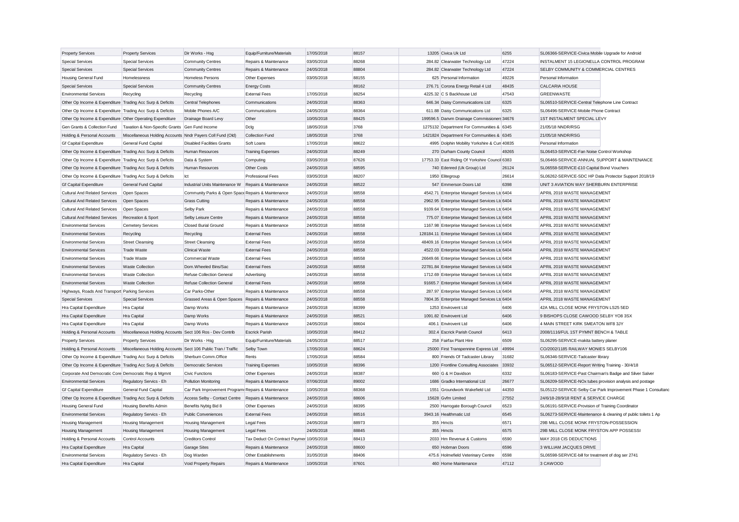| | | | | | | | | | |
|---|---|---|---|---|---|---|---|---|---|
| Property Services | Property Services | Dir Works - Hsg | Equip/Furniture/Materials | 17/05/2018 | 88157 | 13205 | Civica Uk Ltd | 6255 | SL06366-SERVICE-Civica Mobile Upgrade for Android |
| Special Services | Special Services | Community Centres | Repairs & Maintenance | 03/05/2018 | 88268 | 284.82 | Clearwater Technology Ltd | 47224 | INSTALMENT 15 LEGIONELLA CONTROL PROGRAM |
| Special Services | Special Services | Community Centres | Repairs & Maintenance | 24/05/2018 | 88804 | 284.82 | Clearwater Technology Ltd | 47224 | SELBY COMMUNITY & COMMERCIAL CENTRES |
| Housing General Fund | Homelessness | Homeless Persons | Other Expenses | 03/05/2018 | 88155 | 625 | Personal Information | 49226 | Personal Information |
| Special Services | Special Services | Community Centres | Energy Costs | | 88162 | 276.71 | Corona Energy Retail 4 Ltd | 48435 | CALCARIA HOUSE |
| Environmental Services | Recycling | Recycling | External Fees | 17/05/2018 | 88254 | 4225.32 | C S Backhouse Ltd | 47543 | GREENWASTE |
| Other Op Income & Expenditure | Trading Acc Surp & Deficits | Central Telephones | Communications | 24/05/2018 | 88363 | 646.34 | Daisy Communications Ltd | 6325 | SL06510-SERVICE-Central Telephone Line Contract |
| Other Op Income & Expenditure | Trading Acc Surp & Deficits | Mobile Phones A/C | Communications | 24/05/2018 | 88364 | 611.88 | Daisy Communications Ltd | 6325 | SL06496-SERVICE-Mobile Phone Contract |
| Other Op Income & Expenditure | Other Operating Expenditure | Drainage Board Levy | Other | 10/05/2018 | 88425 | 199596.5 | Danvm Drainage Commissioners | 34676 | 1ST INSTALMENT SPECIAL LEVY |
| Gen Grants & Collection Fund | Taxation & Non-Specific Grants | Gen Fund Income | Dclg | 18/05/2018 | 3768 | 1275132 | Department For Communities & | 6345 | 21/05/18 NNDR/RSG |
| Holding & Personal Accounts | Miscellaneous Holding Accounts | Nndr Payers Coll Fund (Old) | Collection Fund | 18/05/2018 | 3768 | 1421824 | Department For Communities & | 6345 | 21/05/18 NNDR/RSG |
| Gf Capital Expenditure | General Fund Capital | Disabled Facilities Grants | Soft Loans | 17/05/2018 | 88622 | 4995 | Dolphin Mobility Yorkshire & Cum | 40835 | Personal Information |
| Other Op Income & Expenditure | Trading Acc Surp & Deficits | Human Resources | Training Expenses | 24/05/2018 | 88249 | 270 | Durham County Council | 49265 | SL06453-SERVICE-Fan Noise Control Workshop |
| Other Op Income & Expenditure | Trading Acc Surp & Deficits | Data & System | Computing | 03/05/2018 | 87626 | 17753.33 | East Riding Of Yorkshire Council | 6383 | SL06466-SERVICE-ANNUAL SUPPORT & MAINTENANCE |
| Other Op Income & Expenditure | Trading Acc Surp & Deficits | Human Resources | Other Costs | 24/05/2018 | 88595 | 740 | Edenred (Uk Group) Ltd | 26124 | SL06558-SERVICE-£10 Capital Bond Vouchers |
| Other Op Income & Expenditure | Trading Acc Surp & Deficits | Ict | Professional Fees | 03/05/2018 | 88207 | 1950 | Elitegroup | 26614 | SL06262-SERVICE-SDC HP Data Protector Support 2018/19 |
| Gf Capital Expenditure | General Fund Capital | Industrial Units Maintenance W | Repairs & Maintenance | 24/05/2018 | 88522 | 547 | Emmerson Doors Ltd | 6398 | UNIT 3 AVIATION WAY SHERBURN ENTERPRISE |
| Cultural And Related Services | Open Spaces | Community Parks & Open Space | Repairs & Maintenance | 24/05/2018 | 88558 | 4542.71 | Enterprise Managed Services Ltd | 6404 | APRIL 2018 WASTE MANAGEMENT |
| Cultural And Related Services | Open Spaces | Grass Cutting | Repairs & Maintenance | 24/05/2018 | 88558 | 2962.95 | Enterprise Managed Services Ltd | 6404 | APRIL 2018 WASTE MANAGEMENT |
| Cultural And Related Services | Open Spaces | Selby Park | Repairs & Maintenance | 24/05/2018 | 88558 | 9109.64 | Enterprise Managed Services Ltd | 6404 | APRIL 2018 WASTE MANAGEMENT |
| Cultural And Related Services | Recreation & Sport | Selby Leisure Centre | Repairs & Maintenance | 24/05/2018 | 88558 | 775.07 | Enterprise Managed Services Ltd | 6404 | APRIL 2018 WASTE MANAGEMENT |
| Environmental Services | Cemetery Services | Closed Burial Ground | Repairs & Maintenance | 24/05/2018 | 88558 | 1167.98 | Enterprise Managed Services Ltd | 6404 | APRIL 2018 WASTE MANAGEMENT |
| Environmental Services | Recycling | Recycling | External Fees | 24/05/2018 | 88558 | 128184.11 | Enterprise Managed Services Ltd | 6404 | APRIL 2018 WASTE MANAGEMENT |
| Environmental Services | Street Cleansing | Street Cleansing | External Fees | 24/05/2018 | 88558 | 48409.16 | Enterprise Managed Services Ltd | 6404 | APRIL 2018 WASTE MANAGEMENT |
| Environmental Services | Trade Waste | Clinical Waste | External Fees | 24/05/2018 | 88558 | 4522.03 | Enterprise Managed Services Ltd | 6404 | APRIL 2018 WASTE MANAGEMENT |
| Environmental Services | Trade Waste | Commercial Waste | External Fees | 24/05/2018 | 88558 | 26649.66 | Enterprise Managed Services Ltd | 6404 | APRIL 2018 WASTE MANAGEMENT |
| Environmental Services | Waste Collection | Dom.Wheeled Bins/Sac | External Fees | 24/05/2018 | 88558 | 22781.84 | Enterprise Managed Services Ltd | 6404 | APRIL 2018 WASTE MANAGEMENT |
| Environmental Services | Waste Collection | Refuse Collection General | Advertising | 24/05/2018 | 88558 | 1712.69 | Enterprise Managed Services Ltd | 6404 | APRIL 2018 WASTE MANAGEMENT |
| Environmental Services | Waste Collection | Refuse Collection General | External Fees | 24/05/2018 | 88558 | 91665.7 | Enterprise Managed Services Ltd | 6404 | APRIL 2018 WASTE MANAGEMENT |
| Highways, Roads And Transport | Parking Services | Car Parks-Other | Repairs & Maintenance | 24/05/2018 | 88558 | 287.97 | Enterprise Managed Services Ltd | 6404 | APRIL 2018 WASTE MANAGEMENT |
| Special Services | Special Services | Grassed Areas & Open Spaces | Repairs & Maintenance | 24/05/2018 | 88558 | 7804.35 | Enterprise Managed Services Ltd | 6404 | APRIL 2018 WASTE MANAGEMENT |
| Hra Capital Expenditure | Hra Capital | Damp Works | Repairs & Maintenance | 24/05/2018 | 88399 | 1253 | Envirovent Ltd | 6406 | 42A MILL CLOSE MONK FRYSTON LS25 5ED |
| Hra Capital Expenditure | Hra Capital | Damp Works | Repairs & Maintenance | 24/05/2018 | 88521 | 1091.82 | Envirovent Ltd | 6406 | 9 BISHOPS CLOSE CAWOOD SELBY YO8 3SX |
| Hra Capital Expenditure | Hra Capital | Damp Works | Repairs & Maintenance | 24/05/2018 | 88604 | 406.1 | Envirovent Ltd | 6406 | 4 MAIN STREET KIRK SMEATON WF8 3JY |
| Holding & Personal Accounts | Miscellaneous Holding Accounts | Sect 106 Ros - Dev Contrib | Escrick Parish | 10/05/2018 | 88412 | 302.4 | Escrick Parish Council | 6413 | 2008/1116/FUL 1ST PYMNT BENCH & TABLE |
| Property Services | Property Services | Dir Works - Hsg | Equip/Furniture/Materials | 24/05/2018 | 88517 | 258 | Fairfax Plant Hire | 6509 | SL06295-SERVICE-makita battery planer |
| Holding & Personal Accounts | Miscellaneous Holding Accounts | Sect 106 Public Tran / Traffic | Selby Town | 17/05/2018 | 88624 | 25000 | First Transpennine Express Ltd | 49994 | CO/2002/1185 RAILWAY MONIES SELBY106 |
| Other Op Income & Expenditure | Trading Acc Surp & Deficits | Sherburn Comm.Office | Rents | 17/05/2018 | 88584 | 800 | Friends Of Tadcaster Library | 31682 | SL06346-SERVICE-Tadcaster library |
| Other Op Income & Expenditure | Trading Acc Surp & Deficits | Democratic Services | Training Expenses | 10/05/2018 | 88396 | 1200 | Frontline Consulting Associates | 33932 | SL06512-SERVICE-Report Writing Training - 30/4/18 |
| Corporate And Democratic Core | Democratic Rep & Mgmnt | Civic Functions | Other Expenses | 24/05/2018 | 88387 | 660 | G & H Davidson | 6332 | SL06183-SERVICE-Past Chairman's Badge and Silver Salver |
| Environmental Services | Regulatory Servics - Eh | Pollution Monitoring | Repairs & Maintenance | 07/06/2018 | 89002 | 1686 | Gradko International Ltd | 26677 | SL06209-SERVICE-NOx tubes provision analysis and postage |
| Gf Capital Expenditure | General Fund Capital | Car Park Improvement Programme | Repairs & Maintenance | 10/05/2018 | 88368 | 1551 | Groundwork Wakefield Ltd | 44350 | SL05122-SERVICE-Selby Car Park Improvement Phase 1 Consultanc |
| Other Op Income & Expenditure | Trading Acc Surp & Deficits | Access Selby - Contact Centre | Repairs & Maintenance | 24/05/2018 | 88606 | 15628 | Gvfm Limited | 27552 | 24/6/18-28/9/18 RENT & SERVICE CHARGE |
| Housing General Fund | Housing Benefits Admin | Benefits Nybtg Bid 8 | Other Expenses | 24/05/2018 | 88395 | 2500 | Harrogate Borough Council | 6523 | SL06191-SERVICE-Provision of Training Coordinator |
| Environmental Services | Regulatory Servics - Eh | Public Conveniences | External Fees | 24/05/2018 | 88516 | 3943.16 | Healthmatic Ltd | 6545 | SL06273-SERVICE-Maintenance & cleaning of public toilets 1 Ap |
| Housing Management | Housing Management | Housing Management | Legal Fees | 24/05/2018 | 88973 | 355 | Hmcts | 6571 | 29B MILL CLOSE MONK FRYSTON-POSSESSION |
| Housing Management | Housing Management | Housing Management | Legal Fees | 24/05/2018 | 88845 | 355 | Hmcts | 6575 | 29B MILL CLOSE MONK FRYSTON APP POSSESSI |
| Holding & Personal Accounts | Control Accounts | Creditors Control | Tax Deduct On Contract Payment | 10/05/2018 | 88413 | 2033 | Hm Revenue & Customs | 6590 | MAY 2018 CIS DEDUCTIONS |
| Hra Capital Expenditure | Hra Capital | Garage Sites | Repairs & Maintenance | 24/05/2018 | 88600 | 650 | Hobman Doors | 6596 | 3 WILLIAM JACQUES DRIVE |
| Environmental Services | Regulatory Servics - Eh | Dog Warden | Other Establishments | 31/05/2018 | 88406 | 475.6 | Holmefield Veterinary Centre | 6598 | SL06598-SERVICE-bill for treatment of dog ser 2741 |
| Hra Capital Expenditure | Hra Capital | Void Property Repairs | Repairs & Maintenance | 10/05/2018 | 87601 | 460 | Home Maintenance | 47112 | 3 CAWOOD |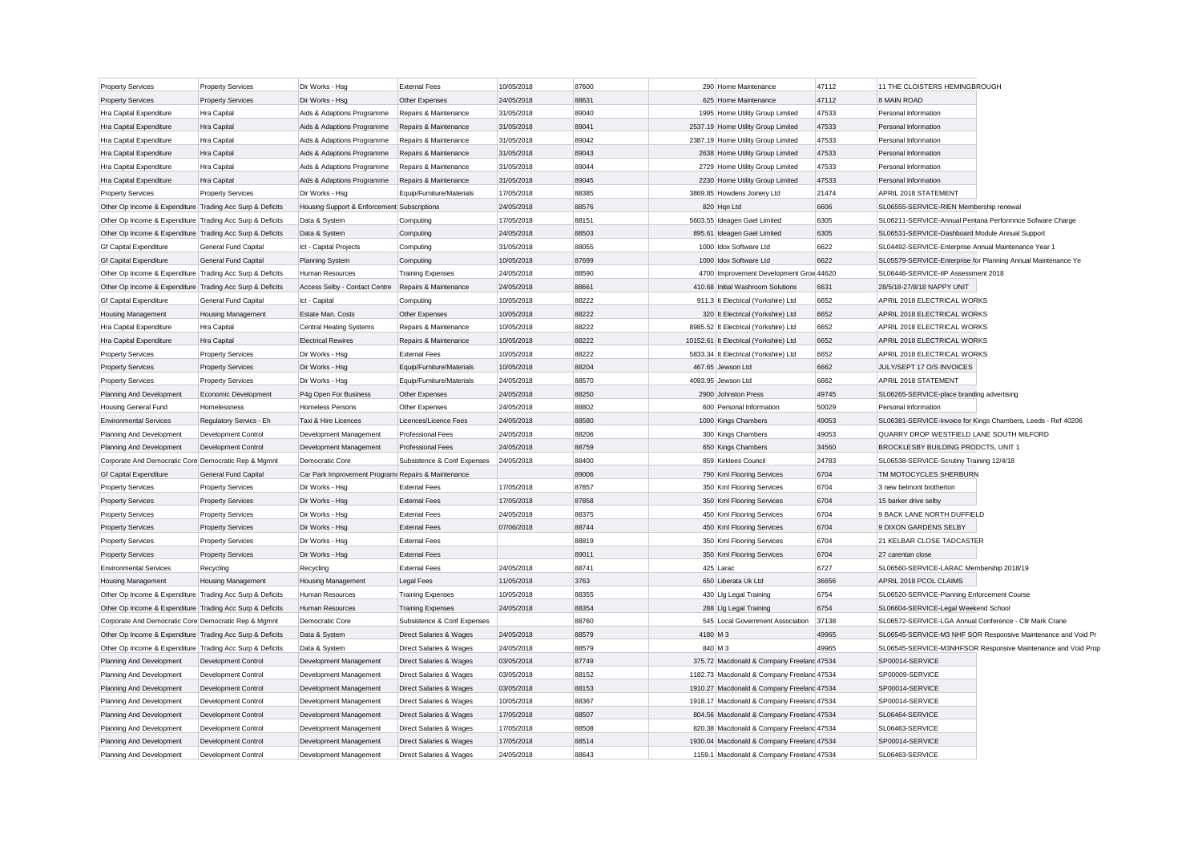| Property Services | Property Services | Dir Works - Hsg | External Fees | 10/05/2018 | 87600 | 290 | Home Maintenance | 47112 | 11 THE CLOISTERS HEMINGBROUGH |
|---|---|---|---|---|---|---|---|---|---|
| Property Services | Property Services | Dir Works - Hsg | Other Expenses | 24/05/2018 | 88631 | 625 | Home Maintenance | 47112 | 8 MAIN ROAD |
| Hra Capital Expenditure | Hra Capital | Aids & Adaptions Programme | Repairs & Maintenance | 31/05/2018 | 89040 | 1995 | Home Utility Group Limited | 47533 | Personal Information |
| Hra Capital Expenditure | Hra Capital | Aids & Adaptions Programme | Repairs & Maintenance | 31/05/2018 | 89041 | 2537.19 | Home Utility Group Limited | 47533 | Personal Information |
| Hra Capital Expenditure | Hra Capital | Aids & Adaptions Programme | Repairs & Maintenance | 31/05/2018 | 89042 | 2387.19 | Home Utility Group Limited | 47533 | Personal Information |
| Hra Capital Expenditure | Hra Capital | Aids & Adaptions Programme | Repairs & Maintenance | 31/05/2018 | 89043 | 2638 | Home Utility Group Limited | 47533 | Personal Information |
| Hra Capital Expenditure | Hra Capital | Aids & Adaptions Programme | Repairs & Maintenance | 31/05/2018 | 89044 | 2729 | Home Utility Group Limited | 47533 | Personal Information |
| Hra Capital Expenditure | Hra Capital | Aids & Adaptions Programme | Repairs & Maintenance | 31/05/2018 | 89045 | 2230 | Home Utility Group Limited | 47533 | Personal Information |
| Property Services | Property Services | Dir Works - Hsg | Equip/Furniture/Materials | 17/05/2018 | 88385 | 3869.85 | Howdens Joinery Ltd | 21474 | APRIL 2018 STATEMENT |
| Other Op Income & Expenditure | Trading Acc Surp & Deficits | Housing Support & Enforcement | Subscriptions | 24/05/2018 | 88576 | 820 | Hqn Ltd | 6606 | SL06555-SERVICE-RIEN Membership renewal |
| Other Op Income & Expenditure | Trading Acc Surp & Deficits | Data & System | Computing | 17/05/2018 | 88151 | 5603.55 | Ideagen Gael Limited | 6305 | SL06211-SERVICE-Annual Pentana Performnce Sofware Charge |
| Other Op Income & Expenditure | Trading Acc Surp & Deficits | Data & System | Computing | 24/05/2018 | 88503 | 895.61 | Ideagen Gael Limited | 6305 | SL06531-SERVICE-Dashboard Module Annual Support |
| Gf Capital Expenditure | General Fund Capital | Ict - Capital Projects | Computing | 31/05/2018 | 88055 | 1000 | Idox Software Ltd | 6622 | SL04492-SERVICE-Enterprise Annual Maintenance Year 1 |
| Gf Capital Expenditure | General Fund Capital | Planning System | Computing | 10/05/2018 | 87699 | 1000 | Idox Software Ltd | 6622 | SL05579-SERVICE-Enterprise for Planning Annual Maintenance Ye |
| Other Op Income & Expenditure | Trading Acc Surp & Deficits | Human Resources | Training Expenses | 24/05/2018 | 88590 | 4700 | Improvement Development Grov | 44620 | SL06446-SERVICE-IIP Assessment 2018 |
| Other Op Income & Expenditure | Trading Acc Surp & Deficits | Access Selby - Contact Centre | Repairs & Maintenance | 24/05/2018 | 88661 | 410.68 | Initial Washroom Solutions | 6631 | 28/5/18-27/8/18 NAPPY UNIT |
| Gf Capital Expenditure | General Fund Capital | Ict - Capital | Computing | 10/05/2018 | 88222 | 911.3 | It Electrical (Yorkshire) Ltd | 6652 | APRIL 2018 ELECTRICAL WORKS |
| Housing Management | Housing Management | Estate Man. Costs | Other Expenses | 10/05/2018 | 88222 | 320 | It Electrical (Yorkshire) Ltd | 6652 | APRIL 2018 ELECTRICAL WORKS |
| Hra Capital Expenditure | Hra Capital | Central Heating Systems | Repairs & Maintenance | 10/05/2018 | 88222 | 8985.52 | It Electrical (Yorkshire) Ltd | 6652 | APRIL 2018 ELECTRICAL WORKS |
| Hra Capital Expenditure | Hra Capital | Electrical Rewires | Repairs & Maintenance | 10/05/2018 | 88222 | 10152.61 | It Electrical (Yorkshire) Ltd | 6652 | APRIL 2018 ELECTRICAL WORKS |
| Property Services | Property Services | Dir Works - Hsg | External Fees | 10/05/2018 | 88222 | 5833.34 | It Electrical (Yorkshire) Ltd | 6652 | APRIL 2018 ELECTRICAL WORKS |
| Property Services | Property Services | Dir Works - Hsg | Equip/Furniture/Materials | 10/05/2018 | 88204 | 467.65 | Jewson Ltd | 6662 | JULY/SEPT 17 O/S INVOICES |
| Property Services | Property Services | Dir Works - Hsg | Equip/Furniture/Materials | 24/05/2018 | 88570 | 4093.95 | Jewson Ltd | 6662 | APRIL 2018 STATEMENT |
| Planning And Development | Economic Development | P4g Open For Business | Other Expenses | 24/05/2018 | 88250 | 2900 | Johnston Press | 49745 | SL06265-SERVICE-place branding advertising |
| Housing General Fund | Homelessness | Homeless Persons | Other Expenses | 24/05/2018 | 88802 | 600 | Personal Information | 50029 | Personal Information |
| Environmental Services | Regulatory Servics - Eh | Taxi & Hire Licences | Licences/Licence Fees | 24/05/2018 | 88580 | 1000 | Kings Chambers | 49053 | SL06381-SERVICE-Invoice for Kings Chambers, Leeds - Ref 40206 |
| Planning And Development | Development Control | Development Management | Professional Fees | 24/05/2018 | 88206 | 300 | Kings Chambers | 49053 | QUARRY DROP WESTFIELD LANE SOUTH MILFORD |
| Planning And Development | Development Control | Development Management | Professional Fees | 24/05/2018 | 88759 | 650 | Kings Chambers | 34560 | BROCKLESBY BUILDING PRODCTS, UNIT 1 |
| Corporate And Democratic Core | Democratic Rep & Mgmnt | Democratic Core | Subsistence & Conf Expenses | 24/05/2018 | 88400 | 859 | Kirklees Council | 24783 | SL06538-SERVICE-Scrutiny Training 12/4/18 |
| Gf Capital Expenditure | General Fund Capital | Car Park Improvement Programme | Repairs & Maintenance | | 89006 | 790 | Kml Flooring Services | 6704 | TM MOTOCYCLES SHERBURN |
| Property Services | Property Services | Dir Works - Hsg | External Fees | 17/05/2018 | 87857 | 350 | Kml Flooring Services | 6704 | 3 new belmont brotherton |
| Property Services | Property Services | Dir Works - Hsg | External Fees | 17/05/2018 | 87858 | 350 | Kml Flooring Services | 6704 | 15 barker drive selby |
| Property Services | Property Services | Dir Works - Hsg | External Fees | 24/05/2018 | 88375 | 450 | Kml Flooring Services | 6704 | 9 BACK LANE NORTH DUFFIELD |
| Property Services | Property Services | Dir Works - Hsg | External Fees | 07/06/2018 | 88744 | 450 | Kml Flooring Services | 6704 | 9 DIXON GARDENS SELBY |
| Property Services | Property Services | Dir Works - Hsg | External Fees | | 88819 | 350 | Kml Flooring Services | 6704 | 21 KELBAR CLOSE TADCASTER |
| Property Services | Property Services | Dir Works - Hsg | External Fees | | 89011 | 350 | Kml Flooring Services | 6704 | 27 carentan close |
| Environmental Services | Recycling | Recycling | External Fees | 24/05/2018 | 88741 | 425 | Larac | 6727 | SL06560-SERVICE-LARAC Membership 2018/19 |
| Housing Management | Housing Management | Housing Management | Legal Fees | 11/05/2018 | 3763 | 650 | Liberata Uk Ltd | 36656 | APRIL 2018 PCOL CLAIMS |
| Other Op Income & Expenditure | Trading Acc Surp & Deficits | Human Resources | Training Expenses | 10/05/2018 | 88355 | 430 | Llg Legal Training | 6754 | SL06520-SERVICE-Planning Enforcement Course |
| Other Op Income & Expenditure | Trading Acc Surp & Deficits | Human Resources | Training Expenses | 24/05/2018 | 88354 | 288 | Llg Legal Training | 6754 | SL06604-SERVICE-Legal Weekend School |
| Corporate And Democratic Core | Democratic Rep & Mgmnt | Democratic Core | Subsistence & Conf Expenses | | 88760 | 545 | Local Government Association | 37138 | SL06572-SERVICE-LGA Annual Conference - Cllr Mark Crane |
| Other Op Income & Expenditure | Trading Acc Surp & Deficits | Data & System | Direct Salaries & Wages | 24/05/2018 | 88579 | 4180 | M 3 | 49965 | SL06545-SERVICE-M3 NHF SOR Responsive Maintenance and Void Pr |
| Other Op Income & Expenditure | Trading Acc Surp & Deficits | Data & System | Direct Salaries & Wages | 24/05/2018 | 88579 | 840 | M 3 | 49965 | SL06545-SERVICE-M3NHFSOR Responsive Maintenance and Void Prop |
| Planning And Development | Development Control | Development Management | Direct Salaries & Wages | 03/05/2018 | 87749 | 375.72 | Macdonald & Company Freelanc | 47534 | SP00014-SERVICE |
| Planning And Development | Development Control | Development Management | Direct Salaries & Wages | 03/05/2018 | 88152 | 1182.73 | Macdonald & Company Freelanc | 47534 | SP00009-SERVICE |
| Planning And Development | Development Control | Development Management | Direct Salaries & Wages | 03/05/2018 | 88153 | 1910.27 | Macdonald & Company Freelanc | 47534 | SP00014-SERVICE |
| Planning And Development | Development Control | Development Management | Direct Salaries & Wages | 10/05/2018 | 88367 | 1918.17 | Macdonald & Company Freelanc | 47534 | SP00014-SERVICE |
| Planning And Development | Development Control | Development Management | Direct Salaries & Wages | 17/05/2018 | 88507 | 804.56 | Macdonald & Company Freelanc | 47534 | SL06464-SERVICE |
| Planning And Development | Development Control | Development Management | Direct Salaries & Wages | 17/05/2018 | 88508 | 820.38 | Macdonald & Company Freelanc | 47534 | SL06463-SERVICE |
| Planning And Development | Development Control | Development Management | Direct Salaries & Wages | 17/05/2018 | 88514 | 1930.04 | Macdonald & Company Freelanc | 47534 | SP00014-SERVICE |
| Planning And Development | Development Control | Development Management | Direct Salaries & Wages | 24/05/2018 | 88643 | 1159.1 | Macdonald & Company Freelanc | 47534 | SL06463-SERVICE |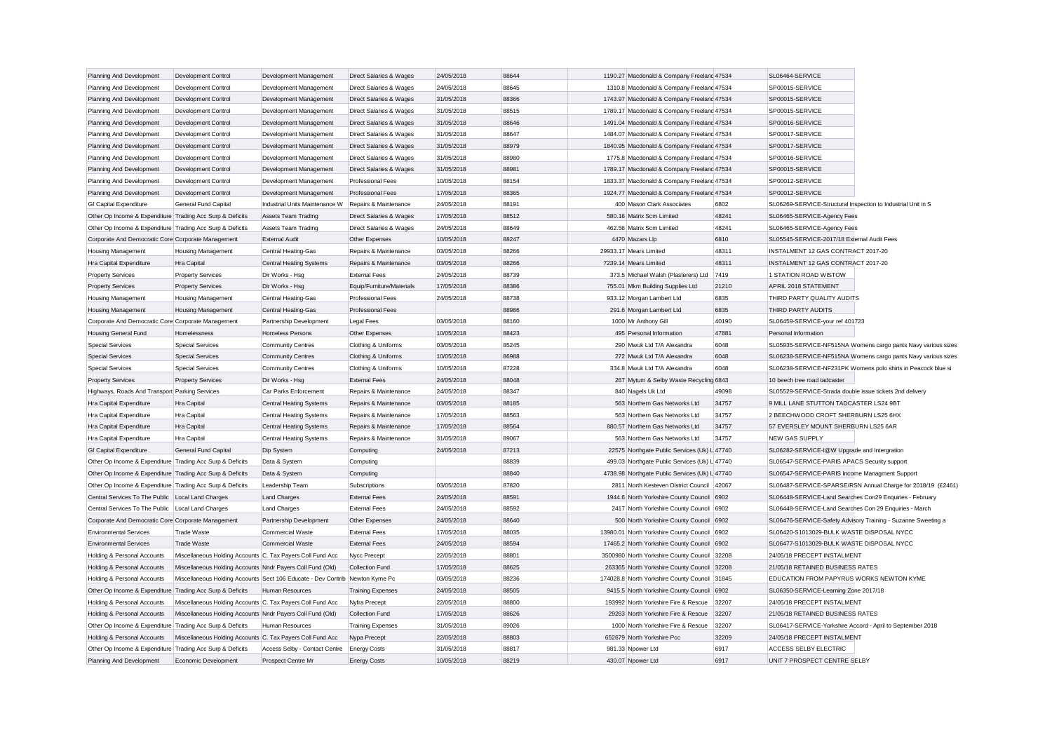| | | | | | | | | | |
|---|---|---|---|---|---|---|---|---|---|
| Planning And Development | Development Control | Development Management | Direct Salaries & Wages | 24/05/2018 | 88644 | 1190.27 | Macdonald & Company Freelanc | 47534 | SL06464-SERVICE |
| Planning And Development | Development Control | Development Management | Direct Salaries & Wages | 24/05/2018 | 88645 | 1310.8 | Macdonald & Company Freelanc | 47534 | SP00015-SERVICE |
| Planning And Development | Development Control | Development Management | Direct Salaries & Wages | 31/05/2018 | 88366 | 1743.97 | Macdonald & Company Freelanc | 47534 | SP00015-SERVICE |
| Planning And Development | Development Control | Development Management | Direct Salaries & Wages | 31/05/2018 | 88515 | 1789.17 | Macdonald & Company Freelanc | 47534 | SP00015-SERVICE |
| Planning And Development | Development Control | Development Management | Direct Salaries & Wages | 31/05/2018 | 88646 | 1491.04 | Macdonald & Company Freelanc | 47534 | SP00016-SERVICE |
| Planning And Development | Development Control | Development Management | Direct Salaries & Wages | 31/05/2018 | 88647 | 1484.07 | Macdonald & Company Freelanc | 47534 | SP00017-SERVICE |
| Planning And Development | Development Control | Development Management | Direct Salaries & Wages | 31/05/2018 | 88979 | 1840.95 | Macdonald & Company Freelanc | 47534 | SP00017-SERVICE |
| Planning And Development | Development Control | Development Management | Direct Salaries & Wages | 31/05/2018 | 88980 | 1775.8 | Macdonald & Company Freelanc | 47534 | SP00016-SERVICE |
| Planning And Development | Development Control | Development Management | Direct Salaries & Wages | 31/05/2018 | 88981 | 1789.17 | Macdonald & Company Freelanc | 47534 | SP00015-SERVICE |
| Planning And Development | Development Control | Development Management | Professional Fees | 10/05/2018 | 88154 | 1833.37 | Macdonald & Company Freelanc | 47534 | SP00012-SERVICE |
| Planning And Development | Development Control | Development Management | Professional Fees | 17/05/2018 | 88365 | 1924.77 | Macdonald & Company Freelanc | 47534 | SP00012-SERVICE |
| Gf Capital Expenditure | General Fund Capital | Industrial Units Maintenance W | Repairs & Maintenance | 24/05/2018 | 88191 | 400 | Mason Clark Associates | 6802 | SL06269-SERVICE-Structural Inspection to Industrial Unit in S |
| Other Op Income & Expenditure | Trading Acc Surp & Deficits | Assets Team Trading | Direct Salaries & Wages | 17/05/2018 | 88512 | 580.16 | Matrix Scm Limited | 48241 | SL06465-SERVICE-Agency Fees |
| Other Op Income & Expenditure | Trading Acc Surp & Deficits | Assets Team Trading | Direct Salaries & Wages | 24/05/2018 | 88649 | 462.56 | Matrix Scm Limited | 48241 | SL06465-SERVICE-Agency Fees |
| Corporate And Democratic Core | Corporate Management | External Audit | Other Expenses | 10/05/2018 | 88247 | 4470 | Mazars Llp | 6810 | SL05545-SERVICE-2017/18 External Audit Fees |
| Housing Management | Housing Management | Central Heating-Gas | Repairs & Maintenance | 03/05/2018 | 88266 | 29933.17 | Mears Limited | 48311 | INSTALMENT 12 GAS CONTRACT 2017-20 |
| Hra Capital Expenditure | Hra Capital | Central Heating Systems | Repairs & Maintenance | 03/05/2018 | 88266 | 7239.14 | Mears Limited | 48311 | INSTALMENT 12 GAS CONTRACT 2017-20 |
| Property Services | Property Services | Dir Works - Hsg | External Fees | 24/05/2018 | 88739 | 373.5 | Michael Walsh (Plasterers) Ltd | 7419 | 1 STATION ROAD WISTOW |
| Property Services | Property Services | Dir Works - Hsg | Equip/Furniture/Materials | 17/05/2018 | 88386 | 755.01 | Mkm Building Supplies Ltd | 21210 | APRIL 2018 STATEMENT |
| Housing Management | Housing Management | Central Heating-Gas | Professional Fees | 24/05/2018 | 88738 | 933.12 | Morgan Lambert Ltd | 6835 | THIRD PARTY QUALITY AUDITS |
| Housing Management | Housing Management | Central Heating-Gas | Professional Fees | | 88986 | 291.6 | Morgan Lambert Ltd | 6835 | THIRD PARTY AUDITS |
| Corporate And Democratic Core | Corporate Management | Partnership Development | Legal Fees | 03/05/2018 | 88160 | 1000 | Mr Anthony Gill | 40190 | SL06459-SERVICE-your ref 401723 |
| Housing General Fund | Homelessness | Homeless Persons | Other Expenses | 10/05/2018 | 88423 | 495 | Personal Information | 47881 | Personal Information |
| Special Services | Special Services | Community Centres | Clothing & Uniforms | 03/05/2018 | 85245 | 290 | Mwuk Ltd T/A Alexandra | 6048 | SL05935-SERVICE-NF515NA Womens cargo pants Navy various sizes |
| Special Services | Special Services | Community Centres | Clothing & Uniforms | 10/05/2018 | 86988 | 272 | Mwuk Ltd T/A Alexandra | 6048 | SL06238-SERVICE-NF515NA Womens cargo pants Navy various sizes |
| Special Services | Special Services | Community Centres | Clothing & Uniforms | 10/05/2018 | 87228 | 334.8 | Mwuk Ltd T/A Alexandra | 6048 | SL06238-SERVICE-NF231PK Womens polo shirts in Peacock blue si |
| Property Services | Property Services | Dir Works - Hsg | External Fees | 24/05/2018 | 88048 | 267 | Mytum & Selby Waste Recycling | 6843 | 10 beech tree road tadcaster |
| Highways, Roads And Transport | Parking Services | Car Parks Enforcement | Repairs & Maintenance | 24/05/2018 | 88347 | 840 | Nagels Uk Ltd | 49098 | SL05529-SERVICE-Strada double issue tickets 2nd delivery |
| Hra Capital Expenditure | Hra Capital | Central Heating Systems | Repairs & Maintenance | 03/05/2018 | 88185 | 563 | Northern Gas Networks Ltd | 34757 | 9 MILL LANE STUTTON TADCASTER LS24 9BT |
| Hra Capital Expenditure | Hra Capital | Central Heating Systems | Repairs & Maintenance | 17/05/2018 | 88563 | 563 | Northern Gas Networks Ltd | 34757 | 2 BEECHWOOD CROFT SHERBURN LS25 6HX |
| Hra Capital Expenditure | Hra Capital | Central Heating Systems | Repairs & Maintenance | 17/05/2018 | 88564 | 880.57 | Northern Gas Networks Ltd | 34757 | 57 EVERSLEY MOUNT SHERBURN LS25 6AR |
| Hra Capital Expenditure | Hra Capital | Central Heating Systems | Repairs & Maintenance | 31/05/2018 | 89067 | 563 | Northern Gas Networks Ltd | 34757 | NEW GAS SUPPLY |
| Gf Capital Expenditure | General Fund Capital | Dip System | Computing | 24/05/2018 | 87213 | 22575 | Northgate Public Services (Uk) L | 47740 | SL06282-SERVICE-I@W Upgrade and Intergration |
| Other Op Income & Expenditure | Trading Acc Surp & Deficits | Data & System | Computing | | 88839 | 499.03 | Northgate Public Services (Uk) L | 47740 | SL06547-SERVICE-PARIS APACS Security support |
| Other Op Income & Expenditure | Trading Acc Surp & Deficits | Data & System | Computing | | 88840 | 4738.98 | Northgate Public Services (Uk) L | 47740 | SL06547-SERVICE-PARIS Income Managment Support |
| Other Op Income & Expenditure | Trading Acc Surp & Deficits | Leadership Team | Subscriptions | 03/05/2018 | 87820 | 2811 | North Kesteven District Council | 42067 | SL06487-SERVICE-SPARSE/RSN Annual Charge for 2018/19 (£2461) |
| Central Services To The Public | Local Land Charges | Land Charges | External Fees | 24/05/2018 | 88591 | 1944.6 | North Yorkshire County Council | 6902 | SL06448-SERVICE-Land Searches Con29 Enquiries - February |
| Central Services To The Public | Local Land Charges | Land Charges | External Fees | 24/05/2018 | 88592 | 2417 | North Yorkshire County Council | 6902 | SL06448-SERVICE-Land Searches Con 29 Enquiries - March |
| Corporate And Democratic Core | Corporate Management | Partnership Development | Other Expenses | 24/05/2018 | 88640 | 500 | North Yorkshire County Council | 6902 | SL06476-SERVICE-Safety Advisory Training - Suzanne Sweeting a |
| Environmental Services | Trade Waste | Commercial Waste | External Fees | 17/05/2018 | 88035 | 13980.01 | North Yorkshire County Council | 6902 | SL06420-S1013029-BULK WASTE DISPOSAL NYCC |
| Environmental Services | Trade Waste | Commercial Waste | External Fees | 24/05/2018 | 88594 | 17465.2 | North Yorkshire County Council | 6902 | SL06477-S1013029-BULK WASTE DISPOSAL NYCC |
| Holding & Personal Accounts | Miscellaneous Holding Accounts | C. Tax Payers Coll Fund Acc | Nycc Precept | 22/05/2018 | 88801 | 3500980 | North Yorkshire County Council | 32208 | 24/05/18 PRECEPT INSTALMENT |
| Holding & Personal Accounts | Miscellaneous Holding Accounts | Nndr Payers Coll Fund (Old) | Collection Fund | 17/05/2018 | 88625 | 263365 | North Yorkshire County Council | 32208 | 21/05/18 RETAINED BUSINESS RATES |
| Holding & Personal Accounts | Miscellaneous Holding Accounts | Sect 106 Educate - Dev Contrib | Newton Kyme Pc | 03/05/2018 | 88236 | 174028.8 | North Yorkshire County Council | 31845 | EDUCATION FROM PAPYRUS WORKS NEWTON KYME |
| Other Op Income & Expenditure | Trading Acc Surp & Deficits | Human Resources | Training Expenses | 24/05/2018 | 88505 | 9415.5 | North Yorkshire County Council | 6902 | SL06350-SERVICE-Learning Zone 2017/18 |
| Holding & Personal Accounts | Miscellaneous Holding Accounts | C. Tax Payers Coll Fund Acc | Nyfra Precept | 22/05/2018 | 88800 | 193992 | North Yorkshire Fire & Rescue | 32207 | 24/05/18 PRECEPT INSTALMENT |
| Holding & Personal Accounts | Miscellaneous Holding Accounts | Nndr Payers Coll Fund (Old) | Collection Fund | 17/05/2018 | 88626 | 29263 | North Yorkshire Fire & Rescue | 32207 | 21/05/18 RETAINED BUSINESS RATES |
| Other Op Income & Expenditure | Trading Acc Surp & Deficits | Human Resources | Training Expenses | 31/05/2018 | 89026 | 1000 | North Yorkshire Fire & Rescue | 32207 | SL06417-SERVICE-Yorkshire Accord - April to September 2018 |
| Holding & Personal Accounts | Miscellaneous Holding Accounts | C. Tax Payers Coll Fund Acc | Nypa Precept | 22/05/2018 | 88803 | 652679 | North Yorkshire Pcc | 32209 | 24/05/18 PRECEPT INSTALMENT |
| Other Op Income & Expenditure | Trading Acc Surp & Deficits | Access Selby - Contact Centre | Energy Costs | 31/05/2018 | 88817 | 981.33 | Npower Ltd | 6917 | ACCESS SELBY ELECTRIC |
| Planning And Development | Economic Development | Prospect Centre Mr | Energy Costs | 10/05/2018 | 88219 | 430.07 | Npower Ltd | 6917 | UNIT 7 PROSPECT CENTRE SELBY |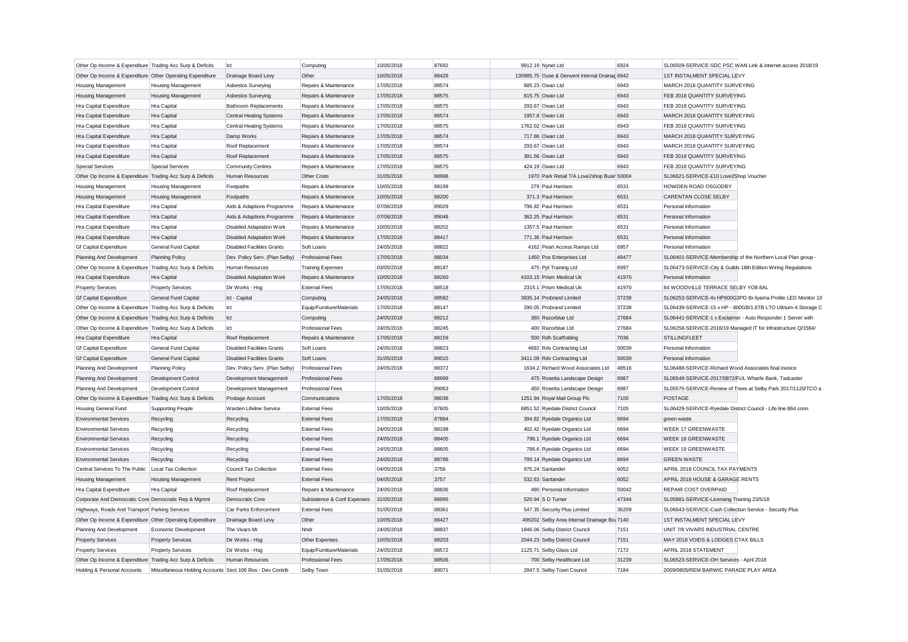| | | | | | | | | | |
|---|---|---|---|---|---|---|---|---|---|
| Other Op Income & Expenditure | Trading Acc Surp & Deficits | Ict | Computing | 10/05/2018 | 87692 | 9912.19 | Nynet Ltd | 6924 | SL06509-SERVICE-SDC PSC WAN Link & internet access 2018/19 |
| Other Op Income & Expenditure | Other Operating Expenditure | Drainage Board Levy | Other | 10/05/2018 | 88426 | 130985.75 | Ouse & Derwent Internal Drainag | 6942 | 1ST INSTALMENT SPECIAL LEVY |
| Housing Management | Housing Management | Asbestos Surveying | Repairs & Maintenance | 17/05/2018 | 88574 | 685.23 | Owan Ltd | 6943 | MARCH 2018 QUANTITY SURVEYING |
| Housing Management | Housing Management | Asbestos Surveying | Repairs & Maintenance | 17/05/2018 | 88575 | 815.75 | Owan Ltd | 6943 | FEB 2018 QUANTITY SURVEYING |
| Hra Capital Expenditure | Hra Capital | Bathroom Replacements | Repairs & Maintenance | 17/05/2018 | 88575 | 293.67 | Owan Ltd | 6943 | FEB 2018 QUANTITY SURVEYING |
| Hra Capital Expenditure | Hra Capital | Central Heating Systems | Repairs & Maintenance | 17/05/2018 | 88574 | 1957.8 | Owan Ltd | 6943 | MARCH 2018 QUANTITY SURVEYING |
| Hra Capital Expenditure | Hra Capital | Central Heating Systems | Repairs & Maintenance | 17/05/2018 | 88575 | 1762.02 | Owan Ltd | 6943 | FEB 2018 QUANTITY SURVEYING |
| Hra Capital Expenditure | Hra Capital | Damp Works | Repairs & Maintenance | 17/05/2018 | 88574 | 717.86 | Owan Ltd | 6943 | MARCH 2018 QUANTITY SURVEYING |
| Hra Capital Expenditure | Hra Capital | Roof Replacement | Repairs & Maintenance | 17/05/2018 | 88574 | 293.67 | Owan Ltd | 6943 | MARCH 2018 QUANTITY SURVEYING |
| Hra Capital Expenditure | Hra Capital | Roof Replacement | Repairs & Maintenance | 17/05/2018 | 88575 | 391.56 | Owan Ltd | 6943 | FEB 2018 QUANTITY SURVEYING |
| Special Services | Special Services | Community Centres | Repairs & Maintenance | 17/05/2018 | 88575 | 424.19 | Owan Ltd | 6943 | FEB 2018 QUANTITY SURVEYING |
| Other Op Income & Expenditure | Trading Acc Surp & Deficits | Human Resources | Other Costs | 31/05/2018 | 88998 | 1970 | Park Retail T/A Love2shop Busir | 50004 | SL06621-SERVICE-£10 Love2Shop Voucher |
| Housing Management | Housing Management | Footpaths | Repairs & Maintenance | 10/05/2018 | 88199 | 279 | Paul Harrison | 6531 | HOWDEN ROAD OSGODBY |
| Housing Management | Housing Management | Footpaths | Repairs & Maintenance | 10/05/2018 | 88200 | 371.3 | Paul Harrison | 6531 | CARENTAN CLOSE SELBY |
| Hra Capital Expenditure | Hra Capital | Aids & Adaptions Programme | Repairs & Maintenance | 07/06/2018 | 89029 | 796.92 | Paul Harrison | 6531 | Personal Information |
| Hra Capital Expenditure | Hra Capital | Aids & Adaptions Programme | Repairs & Maintenance | 07/06/2018 | 89048 | 362.25 | Paul Harrison | 6531 | Personal Information |
| Hra Capital Expenditure | Hra Capital | Disabled Adaptation Work | Repairs & Maintenance | 10/05/2018 | 88202 | 1357.5 | Paul Harrison | 6531 | Personal Information |
| Hra Capital Expenditure | Hra Capital | Disabled Adaptation Work | Repairs & Maintenance | 17/05/2018 | 88417 | 771.36 | Paul Harrison | 6531 | Personal Information |
| Gf Capital Expenditure | General Fund Capital | Disabled Facilities Grants | Soft Loans | 24/05/2018 | 88822 | 4162 | Peart Access Ramps Ltd | 6957 | Personal Information |
| Planning And Development | Planning Policy | Dev. Policy Serv. (Plan Selby) | Professional Fees | 17/05/2018 | 88034 | 1450 | Pos Enterprises Ltd | 49477 | SL06401-SERVICE-Membership of the Northern Local Plan group - |
| Other Op Income & Expenditure | Trading Acc Surp & Deficits | Human Resources | Training Expenses | 03/05/2018 | 88187 | 475 | Ppl Training Ltd | 6997 | SL06473-SERVICE-City & Guilds 18th Edition Wiring Regulations |
| Hra Capital Expenditure | Hra Capital | Disabled Adaptation Work | Repairs & Maintenance | 10/05/2018 | 88260 | 4103.15 | Prism Medical Uk | 41970 | Personal Information |
| Property Services | Property Services | Dir Works - Hsg | External Fees | 17/05/2018 | 88518 | 2315.1 | Prism Medical Uk | 41970 | 84 WOODVILLE TERRACE SELBY YO8 8AL |
| Gf Capital Expenditure | General Fund Capital | Ict - Capital | Computing | 24/05/2018 | 88582 | 3935.14 | Probrand Limited | 37238 | SL06253-SERVICE-4x HP600G3PD 8x Iiyama Prolite LED Monitor 10 |
| Other Op Income & Expenditure | Trading Acc Surp & Deficits | Ict | Equip/Furniture/Materials | 17/05/2018 | 88147 | 290.05 | Probrand Limited | 37238 | SL06439-SERVICE-15 x HP - 800GB/1.6TB LTO Ultrium-4 Storage C |
| Other Op Income & Expenditure | Trading Acc Surp & Deficits | Ict | Computing | 24/05/2018 | 88212 | 360 | Razorblue Ltd | 27684 | SL06441-SERVICE-1 x Exclaimer - Auto Responder 1 Server with |
| Other Op Income & Expenditure | Trading Acc Surp & Deficits | Ict | Professional Fees | 24/05/2018 | 88245 | 400 | Razorblue Ltd | 27684 | SL06258-SERVICE-2018/19 Managed IT for Infrastructure Q/1584/ |
| Hra Capital Expenditure | Hra Capital | Roof Replacement | Repairs & Maintenance | 17/05/2018 | 88159 | 500 | Rdh Scaffolding | 7036 | STILLINGFLEET |
| Gf Capital Expenditure | General Fund Capital | Disabled Facilities Grants | Soft Loans | 24/05/2018 | 88823 | 4692 | Rdv Contracting Ltd | 50039 | Personal Information |
| Gf Capital Expenditure | General Fund Capital | Disabled Facilities Grants | Soft Loans | 31/05/2018 | 89015 | 3411.09 | Rdv Contracting Ltd | 50039 | Personal Information |
| Planning And Development | Planning Policy | Dev. Policy Serv. (Plan Selby) | Professional Fees | 24/05/2018 | 88372 | 1634.2 | Richard Wood Associates Ltd | 48516 | SL06488-SERVICE-Richard Wood Associates final invoice |
| Planning And Development | Development Control | Development Management | Professional Fees | | 88999 | 475 | Rosetta Landscape Design | 6987 | SL06549-SERVICE-2017/0872/FUL Wharfe Bank, Tadcaster |
| Planning And Development | Development Control | Development Management | Professional Fees | | 89063 | 450 | Rosetta Landscape Design | 6987 | SL05575-SERVICE-Review of Trees at Selby Park 2017/1120/TCO a |
| Other Op Income & Expenditure | Trading Acc Surp & Deficits | Postage Account | Communications | 17/05/2018 | 88036 | 1251.94 | Royal Mail Group Plc | 7100 | POSTAGE |
| Housing General Fund | Supporting People | Warden Lifeline Service | External Fees | 10/05/2018 | 87605 | 6851.52 | Ryedale District Council | 7105 | SL06429-SERVICE-Ryedale District Council - Life line 864 conn |
| Environmental Services | Recycling | Recycling | External Fees | 17/05/2018 | 87884 | 394.82 | Ryedale Organics Ltd | 6694 | green waste |
| Environmental Services | Recycling | Recycling | External Fees | 24/05/2018 | 88198 | 402.42 | Ryedale Organics Ltd | 6694 | WEEK 17 GREENWASTE |
| Environmental Services | Recycling | Recycling | External Fees | 24/05/2018 | 88405 | 796.1 | Ryedale Organics Ltd | 6694 | WEEK 18 GREENWASTE |
| Environmental Services | Recycling | Recycling | External Fees | 24/05/2018 | 88605 | 786.6 | Ryedale Organics Ltd | 6694 | WEEK 19 GREENWASTE |
| Environmental Services | Recycling | Recycling | External Fees | 24/05/2018 | 88786 | 799.14 | Ryedale Organics Ltd | 6694 | GREEN WASTE |
| Central Services To The Public | Local Tax Collection | Council Tax Collection | External Fees | 04/05/2018 | 3756 | 975.24 | Santander | 6052 | APRIL 2018 COUNCIL TAX PAYMENTS |
| Housing Management | Housing Management | Rent Project | External Fees | 04/05/2018 | 3757 | 532.63 | Santander | 6052 | APRIL 2018 HOUSE & GARAGE RENTS |
| Hra Capital Expenditure | Hra Capital | Roof Replacement | Repairs & Maintenance | 24/05/2018 | 88836 | 490 | Personal Information | 50042 | REPAIR COST OVERPAID |
| Corporate And Democratic Core | Democratic Rep & Mgmnt | Democratic Core | Subsistence & Conf Expenses | 31/05/2018 | 88995 | 520.94 | S D Turner | 47344 | SL05881-SERVICE-Licensing Training 23/5/18 |
| Highways, Roads And Transport | Parking Services | Car Parks Enforcement | External Fees | 31/05/2018 | 88361 | 547.35 | Security Plus Limited | 36209 | SL06643-SERVICE-Cash Collection Service - Security Plus |
| Other Op Income & Expenditure | Other Operating Expenditure | Drainage Board Levy | Other | 10/05/2018 | 88427 | 496202 | Selby Area Internal Drainage Bo | 7140 | 1ST INSTALMENT SPECIAL LEVY |
| Planning And Development | Economic Development | The Vivars Mr | Nndr | 24/05/2018 | 88837 | 1846.06 | Selby District Council | 7151 | UNIT 7/8 VIVARS INDUSTRIAL CENTRE |
| Property Services | Property Services | Dir Works - Hsg | Other Expenses | 10/05/2018 | 88203 | 2044.23 | Selby District Council | 7151 | MAY 2018 VOIDS & LODGES CTAX BILLS |
| Property Services | Property Services | Dir Works - Hsg | Equip/Furniture/Materials | 24/05/2018 | 88572 | 1125.71 | Selby Glass Ltd | 7172 | APRIL 2018 STATEMENT |
| Other Op Income & Expenditure | Trading Acc Surp & Deficits | Human Resources | Professional Fees | 17/05/2018 | 88506 | 700 | Selby Healthcare Ltd | 31239 | SL06523-SERVICE-OH Services - April 2018 |
| Holding & Personal Accounts | Miscellaneous Holding Accounts | Sect 106 Ros - Dev Contrib | Selby Town | 31/05/2018 | 89071 | 2847.5 | Selby Town Council | 7184 | 2009/0805/REM BARWIC PARADE PLAY AREA |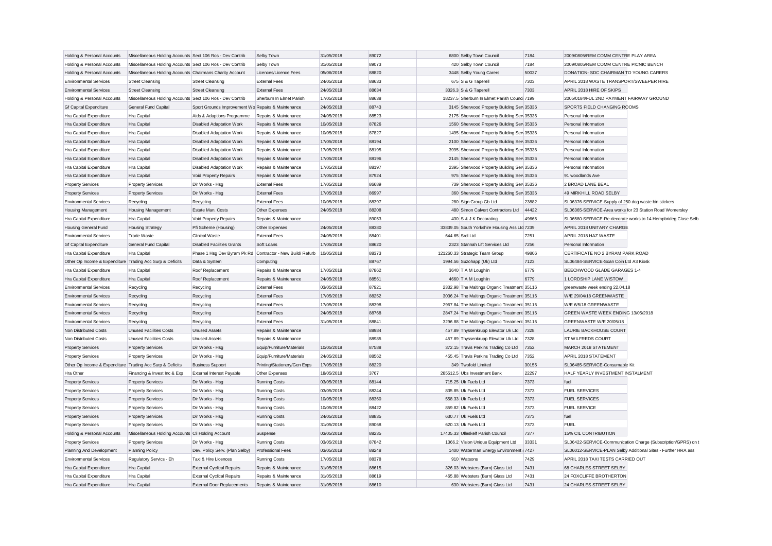| | | | | | | | | | |
|---|---|---|---|---|---|---|---|---|---|
| Holding & Personal Accounts | Miscellaneous Holding Accounts | Sect 106 Ros - Dev Contrib | Selby Town | 31/05/2018 | 89072 | 6800 | Selby Town Council | 7184 | 2009/0805/REM COMM CENTRE PLAY AREA |
| Holding & Personal Accounts | Miscellaneous Holding Accounts | Sect 106 Ros - Dev Contrib | Selby Town | 31/05/2018 | 89073 | 420 | Selby Town Council | 7184 | 2009/0805/REM COMM CENTRE PICNIC BENCH |
| Holding & Personal Accounts | Miscellaneous Holding Accounts | Chairmans Charity Account | Licences/Licence Fees | 05/06/2018 | 88820 | 3448 | Selby Young Carers | 50037 | DONATION- SDC CHAIRMAN TO YOUNG CARERS |
| Environmental Services | Street Cleansing | Street Cleansing | External Fees | 24/05/2018 | 88633 | 675 | S & G Taperell | 7303 | APRIL 2018 WASTE TRANSPORT/SWEEPER HIRE |
| Environmental Services | Street Cleansing | Street Cleansing | External Fees | 24/05/2018 | 88634 | 3326.3 | S & G Taperell | 7303 | APRIL 2018 HIRE OF SKIPS |
| Holding & Personal Accounts | Miscellaneous Holding Accounts | Sect 106 Ros - Dev Contrib | Sherburn In Elmet Parish | 17/05/2018 | 88638 | 18237.5 | Sherburn In Elmet Parish Counci | 7199 | 2005/0184/FUL 2ND PAYMENT FAIRWAY GROUND |
| Gf Capital Expenditure | General Fund Capital | Sport Grounds Improvement Wo | Repairs & Maintenance | 24/05/2018 | 88743 | 3145 | Sherwood Property Building Serv | 35336 | SPORTS FIELD CHANGING ROOMS |
| Hra Capital Expenditure | Hra Capital | Aids & Adaptions Programme | Repairs & Maintenance | 24/05/2018 | 88523 | 2175 | Sherwood Property Building Serv | 35336 | Personal Information |
| Hra Capital Expenditure | Hra Capital | Disabled Adaptation Work | Repairs & Maintenance | 10/05/2018 | 87826 | 1560 | Sherwood Property Building Serv | 35336 | Personal Information |
| Hra Capital Expenditure | Hra Capital | Disabled Adaptation Work | Repairs & Maintenance | 10/05/2018 | 87827 | 1495 | Sherwood Property Building Serv | 35336 | Personal Information |
| Hra Capital Expenditure | Hra Capital | Disabled Adaptation Work | Repairs & Maintenance | 17/05/2018 | 88194 | 2100 | Sherwood Property Building Serv | 35336 | Personal Information |
| Hra Capital Expenditure | Hra Capital | Disabled Adaptation Work | Repairs & Maintenance | 17/05/2018 | 88195 | 3995 | Sherwood Property Building Serv | 35336 | Personal Information |
| Hra Capital Expenditure | Hra Capital | Disabled Adaptation Work | Repairs & Maintenance | 17/05/2018 | 88196 | 2145 | Sherwood Property Building Serv | 35336 | Personal Information |
| Hra Capital Expenditure | Hra Capital | Disabled Adaptation Work | Repairs & Maintenance | 17/05/2018 | 88197 | 2395 | Sherwood Property Building Serv | 35336 | Personal Information |
| Hra Capital Expenditure | Hra Capital | Void Property Repairs | Repairs & Maintenance | 17/05/2018 | 87924 | 975 | Sherwood Property Building Serv | 35336 | 91 woodlands Ave |
| Property Services | Property Services | Dir Works - Hsg | External Fees | 17/05/2018 | 86689 | 739 | Sherwood Property Building Serv | 35336 | 2 BROAD LANE BEAL |
| Property Services | Property Services | Dir Works - Hsg | External Fees | 17/05/2018 | 86997 | 360 | Sherwood Property Building Serv | 35336 | 49 MIRKHILL ROAD SELBY |
| Environmental Services | Recycling | Recycling | External Fees | 10/05/2018 | 88397 | 280 | Sign Group Gb Ltd | 23882 | SL06376-SERVICE-Supply of 250 dog waste bin stickers |
| Housing Management | Housing Management | Estate Man. Costs | Other Expenses | 24/05/2018 | 88208 | 480 | Simon Calvert Contractors Ltd | 44422 | SL06365-SERVICE-Area works for 23 Station Road Womersley |
| Hra Capital Expenditure | Hra Capital | Void Property Repairs | Repairs & Maintenance | | 89053 | 430 | S & J K Decorating | 49665 | SL06580-SERVICE-Re-decorate works to 14 Hempbridge Close Selb |
| Housing General Fund | Housing Strategy | Pfi Scheme (Housing) | Other Expenses | 24/05/2018 | 88380 | 33839.05 | South Yorkshire Housing Ass Ltd | 7239 | APRIL 2018 UNITARY CHARGE |
| Environmental Services | Trade Waste | Clinical Waste | External Fees | 24/05/2018 | 88401 | 644.65 | Srcl Ltd | 7251 | APRIL 2018 HAZ WASTE |
| Gf Capital Expenditure | General Fund Capital | Disabled Facilities Grants | Soft Loans | 17/05/2018 | 88620 | 2323 | Stannah Lift Services Ltd | 7256 | Personal Information |
| Hra Capital Expenditure | Hra Capital | Phase 1 Hsg Dev Byram Pk Rd | Contractor - New Build/ Refurb | 10/05/2018 | 88373 | 121260.33 | Strategic Team Group | 49806 | CERTIFICATE NO 2 BYRAM PARK ROAD |
| Other Op Income & Expenditure | Trading Acc Surp & Deficits | Data & System | Computing | | 88767 | 1994.56 | Suzohapp (Uk) Ltd | 7123 | SL06484-SERVICE-Scan Coin Ltd A3 Kiosk |
| Hra Capital Expenditure | Hra Capital | Roof Replacement | Repairs & Maintenance | 17/05/2018 | 87862 | 3640 | T A M Loughlin | 6779 | BEECHWOOD GLADE GARAGES 1-4 |
| Hra Capital Expenditure | Hra Capital | Roof Replacement | Repairs & Maintenance | 24/05/2018 | 88561 | 4660 | T A M Loughlin | 6779 | 1 LORDSHIP LANE WISTOW |
| Environmental Services | Recycling | Recycling | External Fees | 03/05/2018 | 87921 | 2332.98 | The Maltings Organic Treatment | 35116 | greenwaste week ending 22.04.18 |
| Environmental Services | Recycling | Recycling | External Fees | 17/05/2018 | 88252 | 3036.24 | The Maltings Organic Treatment | 35116 | W/E 29/04/18 GREENWASTE |
| Environmental Services | Recycling | Recycling | External Fees | 17/05/2018 | 88398 | 2967.84 | The Maltings Organic Treatment | 35116 | W/E 6/5/18 GREENWASTE |
| Environmental Services | Recycling | Recycling | External Fees | 24/05/2018 | 88768 | 2847.24 | The Maltings Organic Treatment | 35116 | GREEN WASTE WEEK ENDING 13/05/2018 |
| Environmental Services | Recycling | Recycling | External Fees | 31/05/2018 | 88841 | 3296.88 | The Maltings Organic Treatment | 35116 | GREENWASTE W/E 20/05/18 |
| Non Distributed Costs | Unused Facilities Costs | Unused Assets | Repairs & Maintenance | | 88984 | 457.89 | Thyssenkrupp Elevator Uk Ltd | 7328 | LAURIE BACKHOUSE COURT |
| Non Distributed Costs | Unused Facilities Costs | Unused Assets | Repairs & Maintenance | | 88985 | 457.89 | Thyssenkrupp Elevator Uk Ltd | 7328 | ST WILFREDS COURT |
| Property Services | Property Services | Dir Works - Hsg | Equip/Furniture/Materials | 10/05/2018 | 87588 | 372.15 | Travis Perkins Trading Co Ltd | 7352 | MARCH 2018 STATEMENT |
| Property Services | Property Services | Dir Works - Hsg | Equip/Furniture/Materials | 24/05/2018 | 88562 | 455.45 | Travis Perkins Trading Co Ltd | 7352 | APRIL 2018 STATEMENT |
| Other Op Income & Expenditure | Trading Acc Surp & Deficits | Business Support | Printing/Stationery/Gen Exps | 17/05/2018 | 88220 | 349 | Twofold Limited | 30155 | SL06485-SERVICE-Consumable Kit |
| Hra Other | Financing & Invest Inc & Exp | External Interest Payable | Other Expenses | 18/05/2018 | 3767 | 285512.5 | Ubs Investment Bank | 22297 | HALF YEARLY INVESTMENT INSTALMENT |
| Property Services | Property Services | Dir Works - Hsg | Running Costs | 03/05/2018 | 88144 | 715.25 | Uk Fuels Ltd | 7373 | fuel |
| Property Services | Property Services | Dir Works - Hsg | Running Costs | 03/05/2018 | 88244 | 835.85 | Uk Fuels Ltd | 7373 | FUEL SERVICES |
| Property Services | Property Services | Dir Works - Hsg | Running Costs | 10/05/2018 | 88360 | 558.33 | Uk Fuels Ltd | 7373 | FUEL SERVICES |
| Property Services | Property Services | Dir Works - Hsg | Running Costs | 10/05/2018 | 88422 | 859.82 | Uk Fuels Ltd | 7373 | FUEL SERVICE |
| Property Services | Property Services | Dir Works - Hsg | Running Costs | 24/05/2018 | 88835 | 630.77 | Uk Fuels Ltd | 7373 | fuel |
| Property Services | Property Services | Dir Works - Hsg | Running Costs | 31/05/2018 | 89068 | 620.13 | Uk Fuels Ltd | 7373 | FUEL |
| Holding & Personal Accounts | Miscellaneous Holding Accounts | Cil Holding Account | Suspense | 03/05/2018 | 88235 | 17405.33 | Ulleskelf Parish Council | 7377 | 15% CIL CONTRIBUTION |
| Property Services | Property Services | Dir Works - Hsg | Running Costs | 03/05/2018 | 87842 | 1366.2 | Vision Unique Equipment Ltd | 33331 | SL06422-SERVICE-Communication Charge (Subscription/GPRS) on t |
| Planning And Development | Planning Policy | Dev. Policy Serv. (Plan Selby) | Professional Fees | 03/05/2018 | 88248 | 1400 | Waterman Energy Environment | 7427 | SL06012-SERVICE-PLAN Selby Additional Sites - Further HRA ass |
| Environmental Services | Regulatory Servics - Eh | Taxi & Hire Licences | Running Costs | 17/05/2018 | 88378 | 910 | Watsons | 7429 | APRIL 2018 TAXI TESTS CARRIED OUT |
| Hra Capital Expenditure | Hra Capital | External Cyclical Repairs | Repairs & Maintenance | 31/05/2018 | 88615 | 326.03 | Websters (Burn) Glass Ltd | 7431 | 68 CHARLES STREET SELBY |
| Hra Capital Expenditure | Hra Capital | External Cyclical Repairs | Repairs & Maintenance | 31/05/2018 | 88619 | 465.88 | Websters (Burn) Glass Ltd | 7431 | 24 FOXCLIFFE BROTHERTON |
| Hra Capital Expenditure | Hra Capital | External Door Replacements | Repairs & Maintenance | 31/05/2018 | 88610 | 630 | Websters (Burn) Glass Ltd | 7431 | 24 CHARLES STREET SELBY |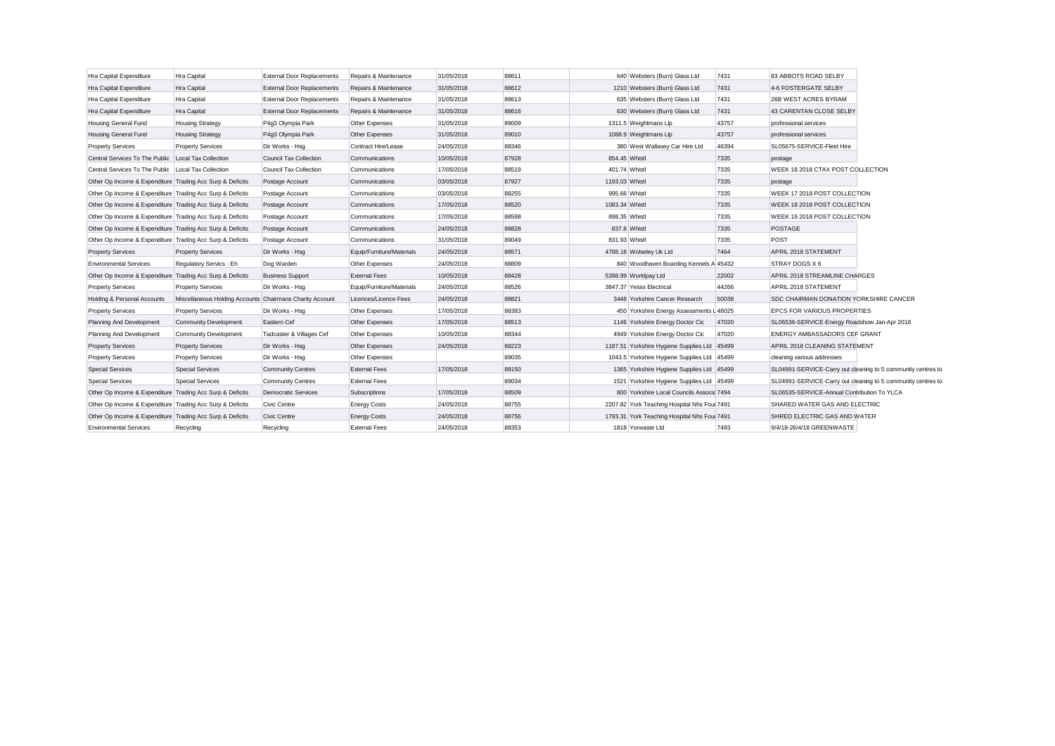| | | | | | | | | | |
|---|---|---|---|---|---|---|---|---|---|
| Hra Capital Expenditure | Hra Capital | External Door Replacements | Repairs & Maintenance | 31/05/2018 | 88611 | 640 | Websters (Burn) Glass Ltd | 7431 | 83 ABBOTS ROAD SELBY |
| Hra Capital Expenditure | Hra Capital | External Door Replacements | Repairs & Maintenance | 31/05/2018 | 88612 | 1210 | Websters (Burn) Glass Ltd | 7431 | 4-6 FOSTERGATE SELBY |
| Hra Capital Expenditure | Hra Capital | External Door Replacements | Repairs & Maintenance | 31/05/2018 | 88613 | 635 | Websters (Burn) Glass Ltd | 7431 | 26B WEST ACRES BYRAM |
| Hra Capital Expenditure | Hra Capital | External Door Replacements | Repairs & Maintenance | 31/05/2018 | 88616 | 630 | Websters (Burn) Glass Ltd | 7431 | 43 CARENTAN CLOSE SELBY |
| Housing General Fund | Housing Strategy | P4g3 Olympia Park | Other Expenses | 31/05/2018 | 89009 | 1311.5 | Weightmans Llp | 43757 | professional services |
| Housing General Fund | Housing Strategy | P4g3 Olympia Park | Other Expenses | 31/05/2018 | 89010 | 1088.9 | Weightmans Llp | 43757 | professional services |
| Property Services | Property Services | Dir Works - Hsg | Contract Hire/Lease | 24/05/2018 | 88346 | 380 | West Wallasey Car Hire Ltd | 46394 | SL05675-SERVICE-Fleet Hire |
| Central Services To The Public | Local Tax Collection | Council Tax Collection | Communications | 10/05/2018 | 87928 | 854.45 | Whistl | 7335 | postage |
| Central Services To The Public | Local Tax Collection | Council Tax Collection | Communications | 17/05/2018 | 88519 | 401.74 | Whistl | 7335 | WEEK 18 2018 CTAX POST COLLECTION |
| Other Op Income & Expenditure | Trading Acc Surp & Deficits | Postage Account | Communications | 03/05/2018 | 87927 | 1193.03 | Whistl | 7335 | postage |
| Other Op Income & Expenditure | Trading Acc Surp & Deficits | Postage Account | Communications | 03/05/2018 | 88255 | 995.66 | Whistl | 7335 | WEEK 17 2018 POST COLLECTION |
| Other Op Income & Expenditure | Trading Acc Surp & Deficits | Postage Account | Communications | 17/05/2018 | 88520 | 1083.34 | Whistl | 7335 | WEEK 18 2018 POST COLLECTION |
| Other Op Income & Expenditure | Trading Acc Surp & Deficits | Postage Account | Communications | 17/05/2018 | 88598 | 898.35 | Whistl | 7335 | WEEK 19 2018 POST COLLECTION |
| Other Op Income & Expenditure | Trading Acc Surp & Deficits | Postage Account | Communications | 24/05/2018 | 88828 | 837.8 | Whistl | 7335 | POSTAGE |
| Other Op Income & Expenditure | Trading Acc Surp & Deficits | Postage Account | Communications | 31/05/2018 | 89049 | 831.93 | Whistl | 7335 | POST |
| Property Services | Property Services | Dir Works - Hsg | Equip/Furniture/Materials | 24/05/2018 | 88571 | 4788.18 | Wolseley Uk Ltd | 7464 | APRIL 2018 STATEMENT |
| Environmental Services | Regulatory Servics - Eh | Dog Warden | Other Expenses | 24/05/2018 | 88809 | 840 | Woodhaven Boarding Kennels A | 45432 | STRAY DOGS X 6 |
| Other Op Income & Expenditure | Trading Acc Surp & Deficits | Business Support | External Fees | 10/05/2018 | 88428 | 5398.99 | Worldpay Ltd | 22002 | APRIL 2018 STREAMLINE CHARGES |
| Property Services | Property Services | Dir Works - Hsg | Equip/Furniture/Materials | 24/05/2018 | 88526 | 3847.37 | Yesss Electrical | 44266 | APRIL 2018 STATEMENT |
| Holding & Personal Accounts | Miscellaneous Holding Accounts | Chairmans Charity Account | Licences/Licence Fees | 24/05/2018 | 88821 | 3448 | Yorkshire Cancer Research | 50038 | SDC CHAIRMAN DONATION YORKSHIRE CANCER |
| Property Services | Property Services | Dir Works - Hsg | Other Expenses | 17/05/2018 | 88383 | 450 | Yorkshire Energy Assessments L | 46025 | EPCS FOR VARIOUS PROPERTIES |
| Planning And Development | Community Development | Eastern Cef | Other Expenses | 17/05/2018 | 88513 | 1146 | Yorkshire Energy Doctor Cic | 47020 | SL06536-SERVICE-Energy Roadshow Jan-Apr 2018 |
| Planning And Development | Community Development | Tadcaster & Villages Cef | Other Expenses | 10/05/2018 | 88344 | 4949 | Yorkshire Energy Doctor Cic | 47020 | ENERGY AMBASSADORS CEF GRANT |
| Property Services | Property Services | Dir Works - Hsg | Other Expenses | 24/05/2018 | 88223 | 1187.51 | Yorkshire Hygiene Supplies Ltd | 45499 | APRIL 2018 CLEANING STATEMENT |
| Property Services | Property Services | Dir Works - Hsg | Other Expenses | | 89035 | 1043.5 | Yorkshire Hygiene Supplies Ltd | 45499 | cleaning various addresses |
| Special Services | Special Services | Community Centres | External Fees | 17/05/2018 | 88150 | 1365 | Yorkshire Hygiene Supplies Ltd | 45499 | SL04991-SERVICE-Carry out cleaning to 5 community centres to |
| Special Services | Special Services | Community Centres | External Fees | | 89034 | 1521 | Yorkshire Hygiene Supplies Ltd | 45499 | SL04991-SERVICE-Carry out cleaning to 5 community centres to |
| Other Op Income & Expenditure | Trading Acc Surp & Deficits | Democratic Services | Subscriptions | 17/05/2018 | 88509 | 800 | Yorkshire Local Councils Associa | 7494 | SL06535-SERVICE-Annual Contribution To YLCA |
| Other Op Income & Expenditure | Trading Acc Surp & Deficits | Civic Centre | Energy Costs | 24/05/2018 | 88755 | 2207.82 | York Teaching Hospital Nhs Four | 7491 | SHARED WATER GAS AND ELECTRIC |
| Other Op Income & Expenditure | Trading Acc Surp & Deficits | Civic Centre | Energy Costs | 24/05/2018 | 88756 | 1793.31 | York Teaching Hospital Nhs Four | 7491 | SHRED ELECTRIC GAS AND WATER |
| Environmental Services | Recycling | Recycling | External Fees | 24/05/2018 | 88353 | 1818 | Yorwaste Ltd | 7493 | 9/4/18-26/4/18 GREENWASTE |